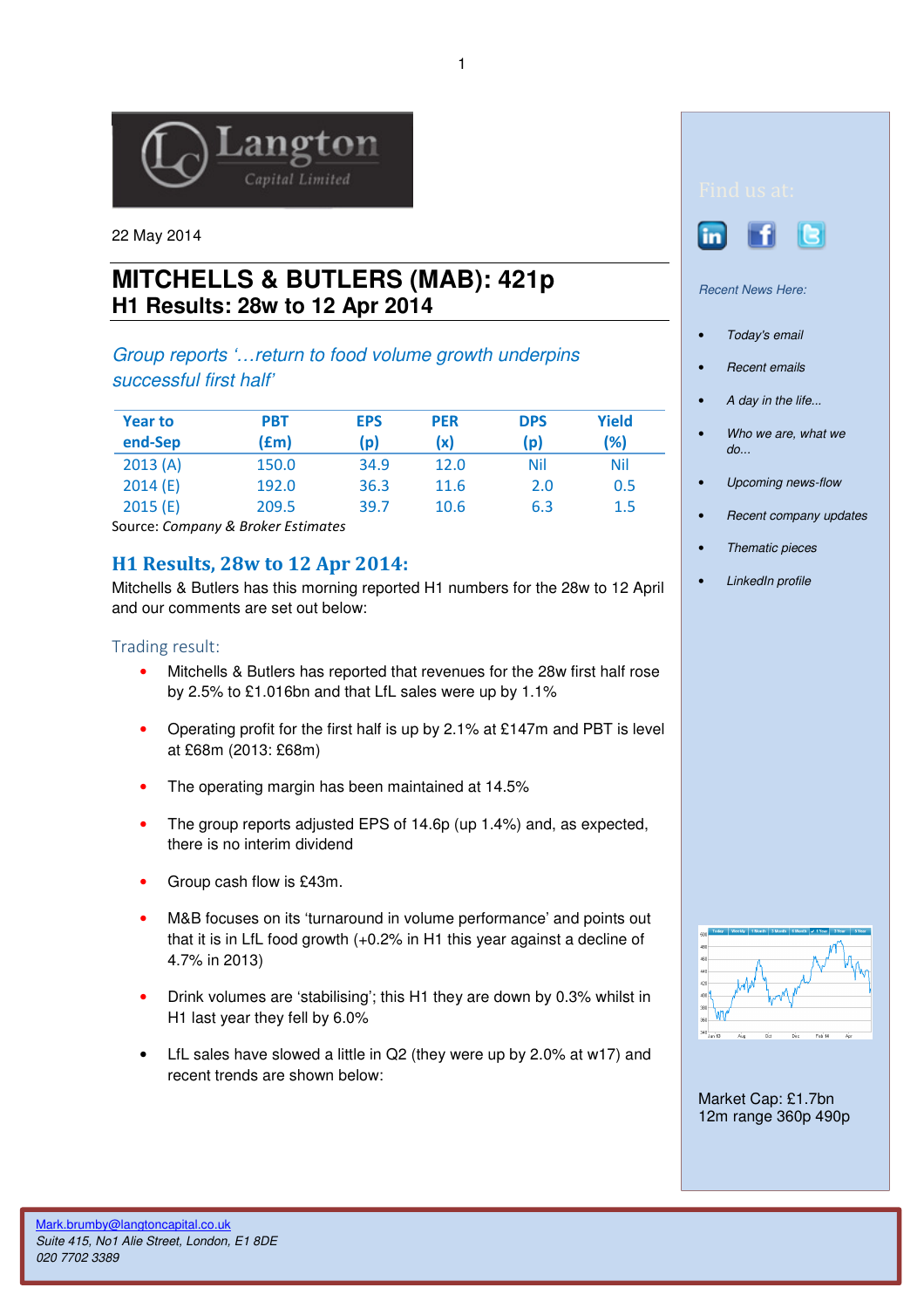Langton Capital Limited

22 May 2014

# MITCHELLS & BUTLERS (MAB): 421p

## H1 Results: 28w to 12 Apr 2014

*Group reports '…return to food volume growth underpins successful first half'*

| Year to end-Sep | PBT (£m) | EPS (p) | PER (x) | DPS (p) | Yield (%) |
|---|---|---|---|---|---|
| 2013 (A) | 150.0 | 34.9 | 12.0 | Nil | Nil |
| 2014 (E) | 192.0 | 36.3 | 11.6 | 2.0 | 0.5 |
| 2015 (E) | 209.5 | 39.7 | 10.6 | 6.3 | 1.5 |

Source: *Company & Broker Estimates*

## H1 Results, 28w to 12 Apr 2014:

Mitchells & Butlers has this morning reported H1 numbers for the 28w to 12 April and our comments are set out below:

### Trading result:

- Mitchells & Butlers has reported that revenues for the 28w first half rose by 2.5% to £1.016bn and that LfL sales were up by 1.1%
- Operating profit for the first half is up by 2.1% at £147m and PBT is level at £68m (2013: £68m)
- The operating margin has been maintained at 14.5%
- The group reports adjusted EPS of 14.6p (up 1.4%) and, as expected, there is no interim dividend
- Group cash flow is £43m.
- M&B focuses on its 'turnaround in volume performance' and points out that it is in LfL food growth (+0.2% in H1 this year against a decline of 4.7% in 2013)
- Drink volumes are 'stabilising'; this H1 they are down by 0.3% whilst in H1 last year they fell by 6.0%
- LfL sales have slowed a little in Q2 (they were up by 2.0% at w17) and recent trends are shown below:

Find us at:

*Recent News Here:*

- *Today's email*
- *Recent emails*
- *A day in the life...*
- *Who we are, what we do...*
- *Upcoming news-flow*
- *Recent company updates*
- *Thematic pieces*
- *LinkedIn profile*

Market Cap: £1.7bn
12m range 360p 490p

Mark.brumby@langtoncapital.co.uk
*Suite 415, No1 Alie Street, London, E1 8DE*
*020 7702 3389*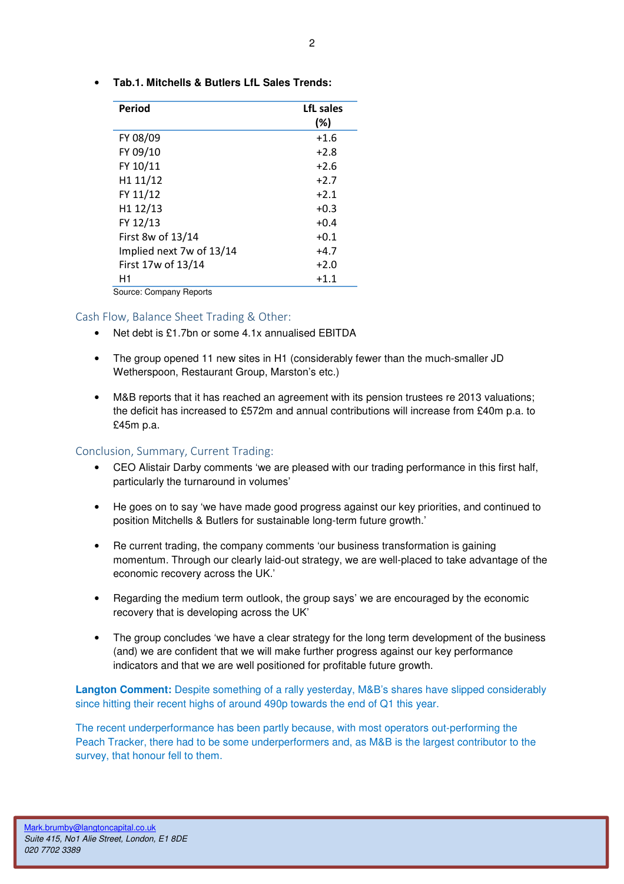- **Tab.1. Mitchells & Butlers LfL Sales Trends:**

| Period | LfL sales (%) |
|---|---|
| FY 08/09 | +1.6 |
| FY 09/10 | +2.8 |
| FY 10/11 | +2.6 |
| H1 11/12 | +2.7 |
| FY 11/12 | +2.1 |
| H1 12/13 | +0.3 |
| FY 12/13 | +0.4 |
| First 8w of 13/14 | +0.1 |
| Implied next 7w of 13/14 | +4.7 |
| First 17w of 13/14 | +2.0 |
| H1 | +1.1 |

Source: Company Reports

## Cash Flow, Balance Sheet Trading & Other:

- Net debt is £1.7bn or some 4.1x annualised EBITDA
- The group opened 11 new sites in H1 (considerably fewer than the much-smaller JD Wetherspoon, Restaurant Group, Marston's etc.)
- M&B reports that it has reached an agreement with its pension trustees re 2013 valuations; the deficit has increased to £572m and annual contributions will increase from £40m p.a. to £45m p.a.

## Conclusion, Summary, Current Trading:

- CEO Alistair Darby comments 'we are pleased with our trading performance in this first half, particularly the turnaround in volumes'
- He goes on to say 'we have made good progress against our key priorities, and continued to position Mitchells & Butlers for sustainable long-term future growth.'
- Re current trading, the company comments 'our business transformation is gaining momentum. Through our clearly laid-out strategy, we are well-placed to take advantage of the economic recovery across the UK.'
- Regarding the medium term outlook, the group says' we are encouraged by the economic recovery that is developing across the UK'
- The group concludes 'we have a clear strategy for the long term development of the business (and) we are confident that we will make further progress against our key performance indicators and that we are well positioned for profitable future growth.

**Langton Comment:** Despite something of a rally yesterday, M&B's shares have slipped considerably since hitting their recent highs of around 490p towards the end of Q1 this year.

The recent underperformance has been partly because, with most operators out-performing the Peach Tracker, there had to be some underperformers and, as M&B is the largest contributor to the survey, that honour fell to them.

Mark.brumby@langtoncapital.co.uk
*Suite 415, No1 Alie Street, London, E1 8DE*
*020 7702 3389*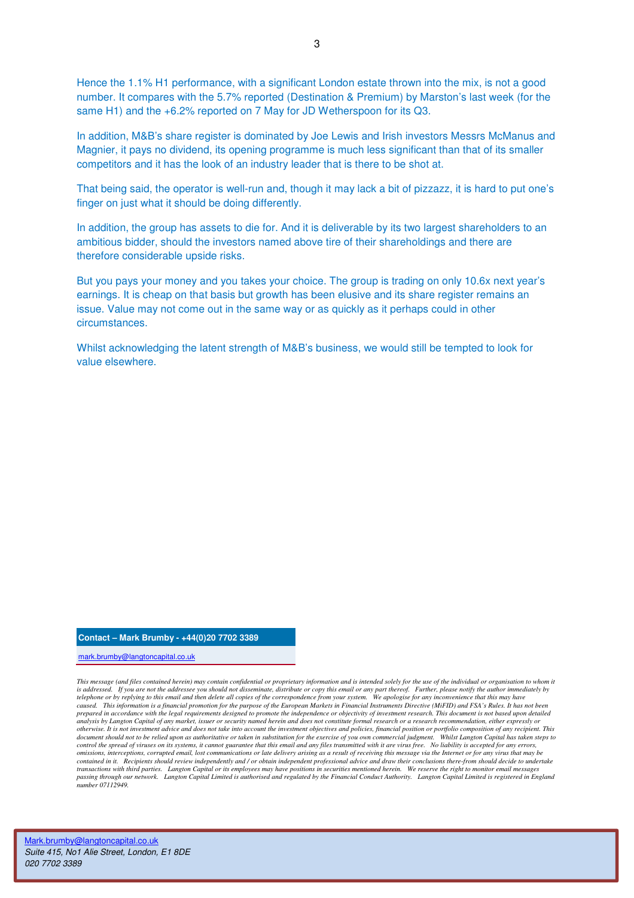Hence the 1.1% H1 performance, with a significant London estate thrown into the mix, is not a good number. It compares with the 5.7% reported (Destination & Premium) by Marston's last week (for the same H1) and the +6.2% reported on 7 May for JD Wetherspoon for its Q3.

In addition, M&B's share register is dominated by Joe Lewis and Irish investors Messrs McManus and Magnier, it pays no dividend, its opening programme is much less significant than that of its smaller competitors and it has the look of an industry leader that is there to be shot at.

That being said, the operator is well-run and, though it may lack a bit of pizzazz, it is hard to put one's finger on just what it should be doing differently.

In addition, the group has assets to die for. And it is deliverable by its two largest shareholders to an ambitious bidder, should the investors named above tire of their shareholdings and there are therefore considerable upside risks.

But you pays your money and you takes your choice. The group is trading on only 10.6x next year's earnings. It is cheap on that basis but growth has been elusive and its share register remains an issue. Value may not come out in the same way or as quickly as it perhaps could in other circumstances.

Whilst acknowledging the latent strength of M&B's business, we would still be tempted to look for value elsewhere.

**Contact – Mark Brumby - +44(0)20 7702 3389**

mark.brumby@langtoncapital.co.uk

*This message (and files contained herein) may contain confidential or proprietary information and is intended solely for the use of the individual or organisation to whom it is addressed. If you are not the addressee you should not disseminate, distribute or copy this email or any part thereof. Further, please notify the author immediately by telephone or by replying to this email and then delete all copies of the correspondence from your system. We apologise for any inconvenience that this may have caused. This information is a financial promotion for the purpose of the European Markets in Financial Instruments Directive (MiFID) and FSA's Rules. It has not been prepared in accordance with the legal requirements designed to promote the independence or objectivity of investment research. This document is not based upon detailed analysis by Langton Capital of any market, issuer or security named herein and does not constitute formal research or a research recommendation, either expressly or otherwise. It is not investment advice and does not take into account the investment objectives and policies, financial position or portfolio composition of any recipient. This document should not to be relied upon as authoritative or taken in substitution for the exercise of you own commercial judgment. Whilst Langton Capital has taken steps to control the spread of viruses on its systems, it cannot guarantee that this email and any files transmitted with it are virus free. No liability is accepted for any errors, omissions, interceptions, corrupted email, lost communications or late delivery arising as a result of receiving this message via the Internet or for any virus that may be contained in it. Recipients should review independently and / or obtain independent professional advice and draw their conclusions there-from should decide to undertake transactions with third parties. Langton Capital or its employees may have positions in securities mentioned herein. We reserve the right to monitor email messages passing through our network. Langton Capital Limited is authorised and regulated by the Financial Conduct Authority. Langton Capital Limited is registered in England number 07112949.*

Mark.brumby@langtoncapital.co.uk
*Suite 415, No1 Alie Street, London, E1 8DE*
*020 7702 3389*